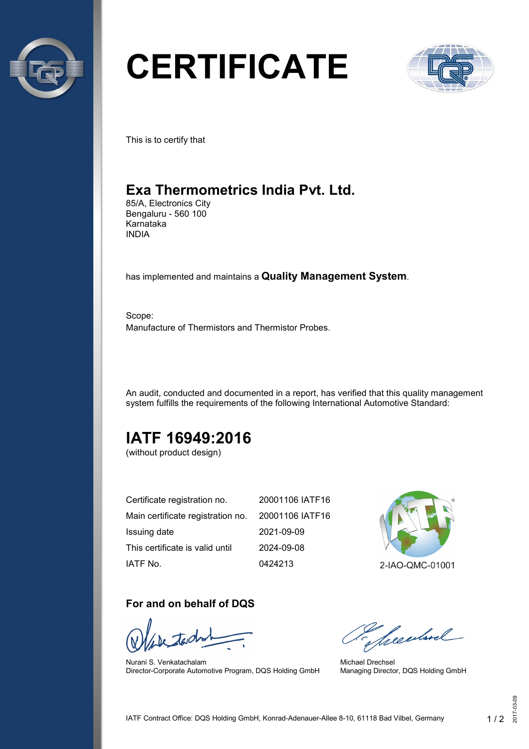# CERTIFICATE

This is to certify that

## Exa Thermometrics India Pvt. Ltd.

85/A, Electronics City
Bengaluru - 560 100
Karnataka
INDIA

has implemented and maintains a **Quality Management System**.

Scope:
Manufacture of Thermistors and Thermistor Probes.

An audit, conducted and documented in a report, has verified that this quality management system fulfills the requirements of the following International Automotive Standard:

## IATF 16949:2016

(without product design)

| | |
|---|---|
| Certificate registration no. | 20001106 IATF16 |
| Main certificate registration no. | 20001106 IATF16 |
| Issuing date | 2021-09-09 |
| This certificate is valid until | 2024-09-08 |
| IATF No. | 0424213 |

2-IAO-QMC-01001

### For and on behalf of DQS

Nurani S. Venkatachalam
Director-Corporate Automotive Program, DQS Holding GmbH

Michael Drechsel
Managing Director, DQS Holding GmbH

IATF Contract Office: DQS Holding GmbH, Konrad-Adenauer-Allee 8-10, 61118 Bad Vilbel, Germany

2017-03-09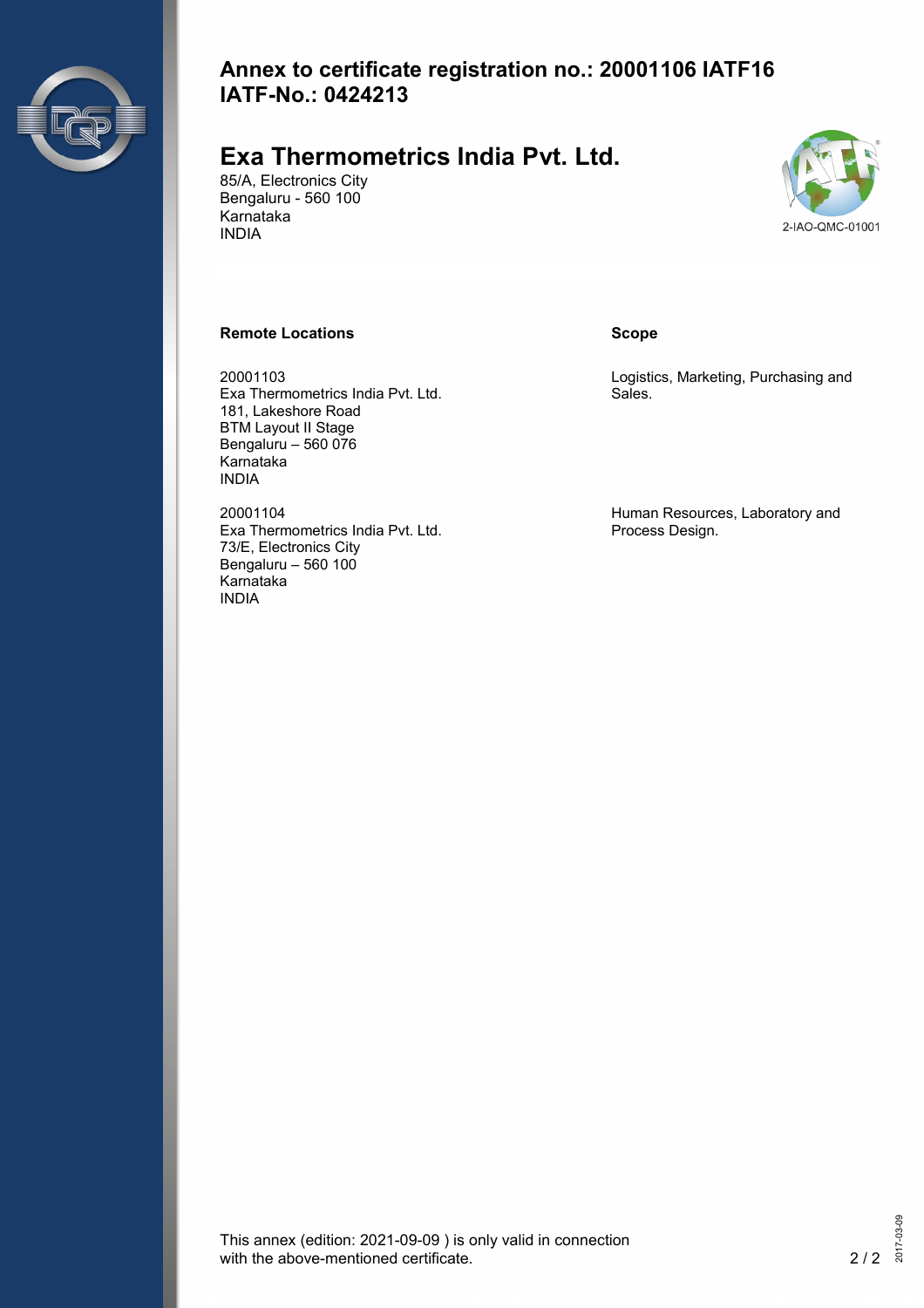# Annex to certificate registration no.: 20001106 IATF16
# IATF-No.: 0424213

## Exa Thermometrics India Pvt. Ltd.

85/A, Electronics City
Bengaluru - 560 100
Karnataka
INDIA

2-IAO-QMC-01001

| Remote Locations | Scope |
| --- | --- |
| 20001103<br>Exa Thermometrics India Pvt. Ltd.<br>181, Lakeshore Road<br>BTM Layout II Stage<br>Bengaluru – 560 076<br>Karnataka<br>INDIA | Logistics, Marketing, Purchasing and Sales. |
| 20001104<br>Exa Thermometrics India Pvt. Ltd.<br>73/E, Electronics City<br>Bengaluru – 560 100<br>Karnataka<br>INDIA | Human Resources, Laboratory and Process Design. |

This annex (edition: 2021-09-09 ) is only valid in connection with the above-mentioned certificate.

2017-03-09